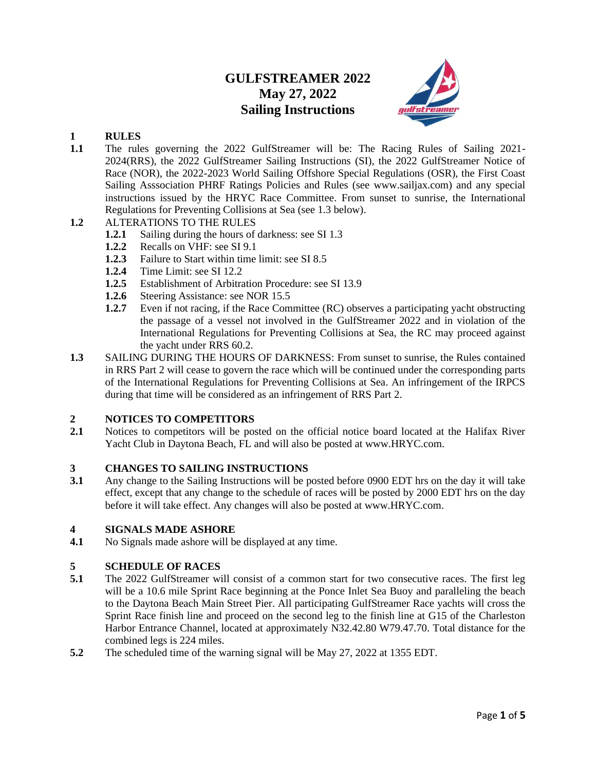# GULFSTREAMER 2022
# May 27, 2022
# Sailing Instructions

## 1 RULES

**1.1** The rules governing the 2022 GulfStreamer will be: The Racing Rules of Sailing 2021-2024(RRS), the 2022 GulfStreamer Sailing Instructions (SI), the 2022 GulfStreamer Notice of Race (NOR), the 2022-2023 World Sailing Offshore Special Regulations (OSR), the First Coast Sailing Asssociation PHRF Ratings Policies and Rules (see www.sailjax.com) and any special instructions issued by the HRYC Race Committee. From sunset to sunrise, the International Regulations for Preventing Collisions at Sea (see 1.3 below).

**1.2** ALTERATIONS TO THE RULES

- **1.2.1** Sailing during the hours of darkness: see SI 1.3
- **1.2.2** Recalls on VHF: see SI 9.1
- **1.2.3** Failure to Start within time limit: see SI 8.5
- **1.2.4** Time Limit: see SI 12.2
- **1.2.5** Establishment of Arbitration Procedure: see SI 13.9
- **1.2.6** Steering Assistance: see NOR 15.5
- **1.2.7** Even if not racing, if the Race Committee (RC) observes a participating yacht obstructing the passage of a vessel not involved in the GulfStreamer 2022 and in violation of the International Regulations for Preventing Collisions at Sea, the RC may proceed against the yacht under RRS 60.2.

**1.3** SAILING DURING THE HOURS OF DARKNESS: From sunset to sunrise, the Rules contained in RRS Part 2 will cease to govern the race which will be continued under the corresponding parts of the International Regulations for Preventing Collisions at Sea. An infringement of the IRPCS during that time will be considered as an infringement of RRS Part 2.

## 2 NOTICES TO COMPETITORS

**2.1** Notices to competitors will be posted on the official notice board located at the Halifax River Yacht Club in Daytona Beach, FL and will also be posted at www.HRYC.com.

## 3 CHANGES TO SAILING INSTRUCTIONS

**3.1** Any change to the Sailing Instructions will be posted before 0900 EDT hrs on the day it will take effect, except that any change to the schedule of races will be posted by 2000 EDT hrs on the day before it will take effect. Any changes will also be posted at www.HRYC.com.

## 4 SIGNALS MADE ASHORE

**4.1** No Signals made ashore will be displayed at any time.

## 5 SCHEDULE OF RACES

**5.1** The 2022 GulfStreamer will consist of a common start for two consecutive races. The first leg will be a 10.6 mile Sprint Race beginning at the Ponce Inlet Sea Buoy and paralleling the beach to the Daytona Beach Main Street Pier. All participating GulfStreamer Race yachts will cross the Sprint Race finish line and proceed on the second leg to the finish line at G15 of the Charleston Harbor Entrance Channel, located at approximately N32.42.80 W79.47.70. Total distance for the combined legs is 224 miles.

**5.2** The scheduled time of the warning signal will be May 27, 2022 at 1355 EDT.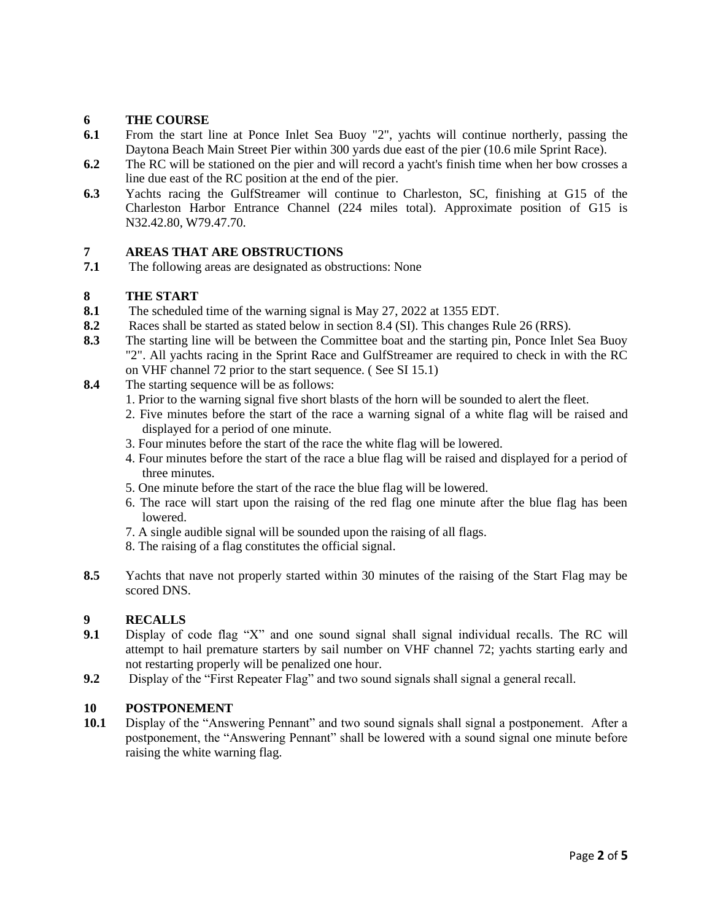## 6 THE COURSE

**6.1** From the start line at Ponce Inlet Sea Buoy "2", yachts will continue northerly, passing the Daytona Beach Main Street Pier within 300 yards due east of the pier (10.6 mile Sprint Race).

**6.2** The RC will be stationed on the pier and will record a yacht's finish time when her bow crosses a line due east of the RC position at the end of the pier.

**6.3** Yachts racing the GulfStreamer will continue to Charleston, SC, finishing at G15 of the Charleston Harbor Entrance Channel (224 miles total). Approximate position of G15 is N32.42.80, W79.47.70.

## 7 AREAS THAT ARE OBSTRUCTIONS

**7.1** The following areas are designated as obstructions: None

## 8 THE START

**8.1** The scheduled time of the warning signal is May 27, 2022 at 1355 EDT.

**8.2** Races shall be started as stated below in section 8.4 (SI). This changes Rule 26 (RRS).

**8.3** The starting line will be between the Committee boat and the starting pin, Ponce Inlet Sea Buoy "2". All yachts racing in the Sprint Race and GulfStreamer are required to check in with the RC on VHF channel 72 prior to the start sequence. ( See SI 15.1)

**8.4** The starting sequence will be as follows:

1. Prior to the warning signal five short blasts of the horn will be sounded to alert the fleet.
2. Five minutes before the start of the race a warning signal of a white flag will be raised and displayed for a period of one minute.
3. Four minutes before the start of the race the white flag will be lowered.
4. Four minutes before the start of the race a blue flag will be raised and displayed for a period of three minutes.
5. One minute before the start of the race the blue flag will be lowered.
6. The race will start upon the raising of the red flag one minute after the blue flag has been lowered.
7. A single audible signal will be sounded upon the raising of all flags.
8. The raising of a flag constitutes the official signal.

**8.5** Yachts that nave not properly started within 30 minutes of the raising of the Start Flag may be scored DNS.

## 9 RECALLS

**9.1** Display of code flag "X" and one sound signal shall signal individual recalls. The RC will attempt to hail premature starters by sail number on VHF channel 72; yachts starting early and not restarting properly will be penalized one hour.

**9.2** Display of the "First Repeater Flag" and two sound signals shall signal a general recall.

## 10 POSTPONEMENT

**10.1** Display of the "Answering Pennant" and two sound signals shall signal a postponement. After a postponement, the "Answering Pennant" shall be lowered with a sound signal one minute before raising the white warning flag.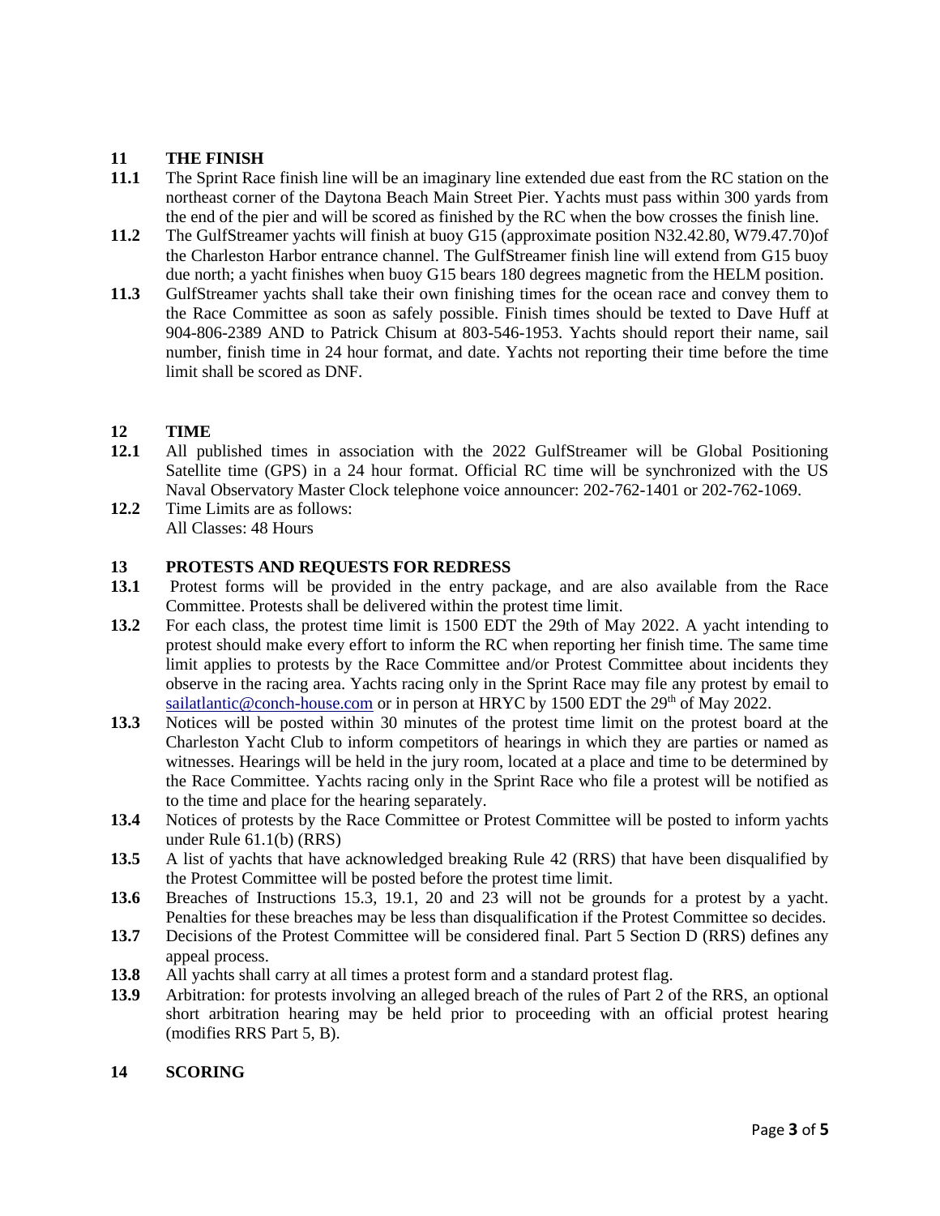## 11 THE FINISH

**11.1** The Sprint Race finish line will be an imaginary line extended due east from the RC station on the northeast corner of the Daytona Beach Main Street Pier. Yachts must pass within 300 yards from the end of the pier and will be scored as finished by the RC when the bow crosses the finish line.

**11.2** The GulfStreamer yachts will finish at buoy G15 (approximate position N32.42.80, W79.47.70)of the Charleston Harbor entrance channel. The GulfStreamer finish line will extend from G15 buoy due north; a yacht finishes when buoy G15 bears 180 degrees magnetic from the HELM position.

**11.3** GulfStreamer yachts shall take their own finishing times for the ocean race and convey them to the Race Committee as soon as safely possible. Finish times should be texted to Dave Huff at 904-806-2389 AND to Patrick Chisum at 803-546-1953. Yachts should report their name, sail number, finish time in 24 hour format, and date. Yachts not reporting their time before the time limit shall be scored as DNF.

## 12 TIME

**12.1** All published times in association with the 2022 GulfStreamer will be Global Positioning Satellite time (GPS) in a 24 hour format. Official RC time will be synchronized with the US Naval Observatory Master Clock telephone voice announcer: 202-762-1401 or 202-762-1069.

**12.2** Time Limits are as follows:
All Classes: 48 Hours

## 13 PROTESTS AND REQUESTS FOR REDRESS

**13.1** Protest forms will be provided in the entry package, and are also available from the Race Committee. Protests shall be delivered within the protest time limit.

**13.2** For each class, the protest time limit is 1500 EDT the 29th of May 2022. A yacht intending to protest should make every effort to inform the RC when reporting her finish time. The same time limit applies to protests by the Race Committee and/or Protest Committee about incidents they observe in the racing area. Yachts racing only in the Sprint Race may file any protest by email to sailatlantic@conch-house.com or in person at HRYC by 1500 EDT the 29th of May 2022.

**13.3** Notices will be posted within 30 minutes of the protest time limit on the protest board at the Charleston Yacht Club to inform competitors of hearings in which they are parties or named as witnesses. Hearings will be held in the jury room, located at a place and time to be determined by the Race Committee. Yachts racing only in the Sprint Race who file a protest will be notified as to the time and place for the hearing separately.

**13.4** Notices of protests by the Race Committee or Protest Committee will be posted to inform yachts under Rule 61.1(b) (RRS)

**13.5** A list of yachts that have acknowledged breaking Rule 42 (RRS) that have been disqualified by the Protest Committee will be posted before the protest time limit.

**13.6** Breaches of Instructions 15.3, 19.1, 20 and 23 will not be grounds for a protest by a yacht. Penalties for these breaches may be less than disqualification if the Protest Committee so decides.

**13.7** Decisions of the Protest Committee will be considered final. Part 5 Section D (RRS) defines any appeal process.

**13.8** All yachts shall carry at all times a protest form and a standard protest flag.

**13.9** Arbitration: for protests involving an alleged breach of the rules of Part 2 of the RRS, an optional short arbitration hearing may be held prior to proceeding with an official protest hearing (modifies RRS Part 5, B).

## 14 SCORING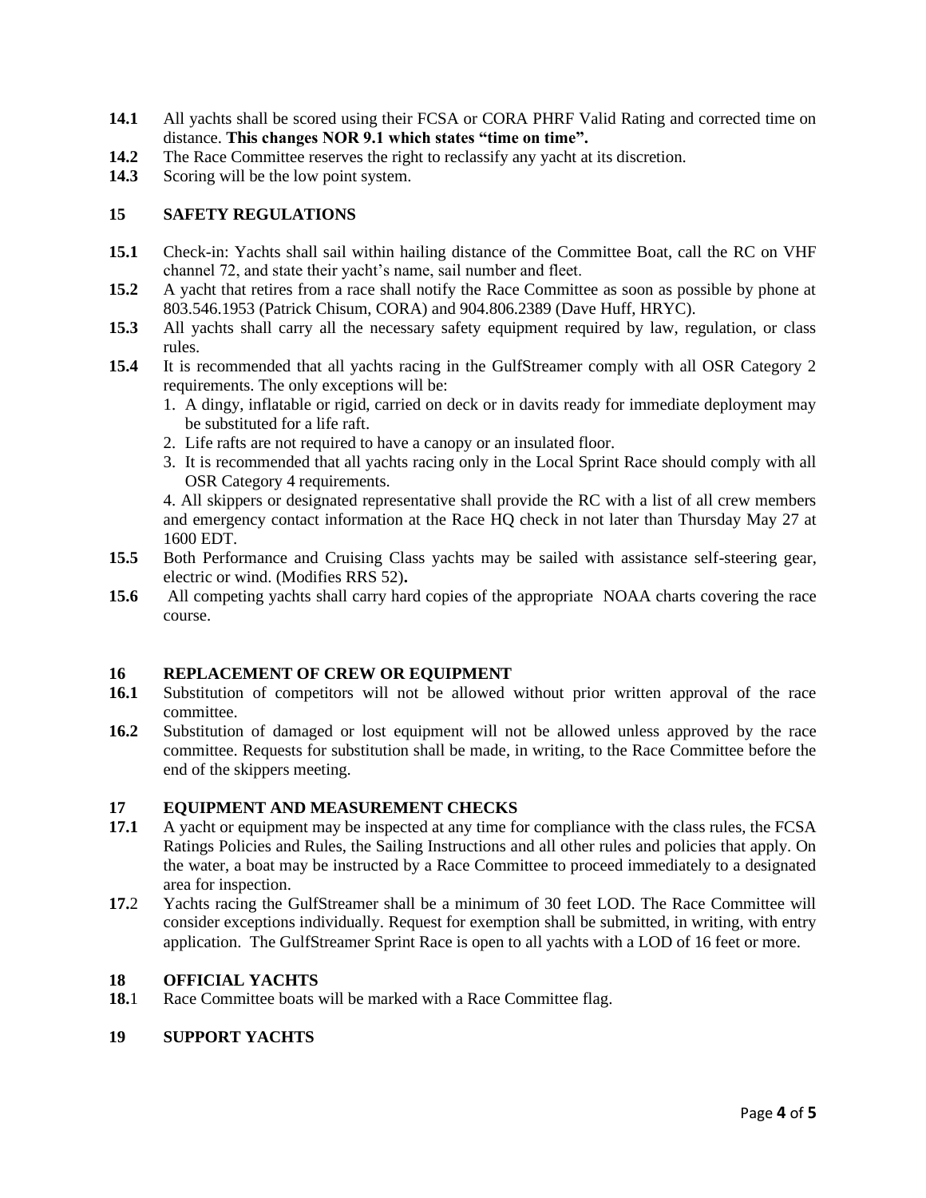**14.1** All yachts shall be scored using their FCSA or CORA PHRF Valid Rating and corrected time on distance. **This changes NOR 9.1 which states "time on time".**

**14.2** The Race Committee reserves the right to reclassify any yacht at its discretion.

**14.3** Scoring will be the low point system.

## 15 SAFETY REGULATIONS

**15.1** Check-in: Yachts shall sail within hailing distance of the Committee Boat, call the RC on VHF channel 72, and state their yacht's name, sail number and fleet.

**15.2** A yacht that retires from a race shall notify the Race Committee as soon as possible by phone at 803.546.1953 (Patrick Chisum, CORA) and 904.806.2389 (Dave Huff, HRYC).

**15.3** All yachts shall carry all the necessary safety equipment required by law, regulation, or class rules.

**15.4** It is recommended that all yachts racing in the GulfStreamer comply with all OSR Category 2 requirements. The only exceptions will be:

1. A dingy, inflatable or rigid, carried on deck or in davits ready for immediate deployment may be substituted for a life raft.
2. Life rafts are not required to have a canopy or an insulated floor.
3. It is recommended that all yachts racing only in the Local Sprint Race should comply with all OSR Category 4 requirements.
4. All skippers or designated representative shall provide the RC with a list of all crew members and emergency contact information at the Race HQ check in not later than Thursday May 27 at 1600 EDT.

**15.5** Both Performance and Cruising Class yachts may be sailed with assistance self-steering gear, electric or wind. (Modifies RRS 52)**.**

**15.6** All competing yachts shall carry hard copies of the appropriate NOAA charts covering the race course.

## 16 REPLACEMENT OF CREW OR EQUIPMENT

**16.1** Substitution of competitors will not be allowed without prior written approval of the race committee.

**16.2** Substitution of damaged or lost equipment will not be allowed unless approved by the race committee. Requests for substitution shall be made, in writing, to the Race Committee before the end of the skippers meeting.

## 17 EQUIPMENT AND MEASUREMENT CHECKS

**17.1** A yacht or equipment may be inspected at any time for compliance with the class rules, the FCSA Ratings Policies and Rules, the Sailing Instructions and all other rules and policies that apply. On the water, a boat may be instructed by a Race Committee to proceed immediately to a designated area for inspection.

**17.**2 Yachts racing the GulfStreamer shall be a minimum of 30 feet LOD. The Race Committee will consider exceptions individually. Request for exemption shall be submitted, in writing, with entry application. The GulfStreamer Sprint Race is open to all yachts with a LOD of 16 feet or more.

## 18 OFFICIAL YACHTS

**18.**1 Race Committee boats will be marked with a Race Committee flag.

## 19 SUPPORT YACHTS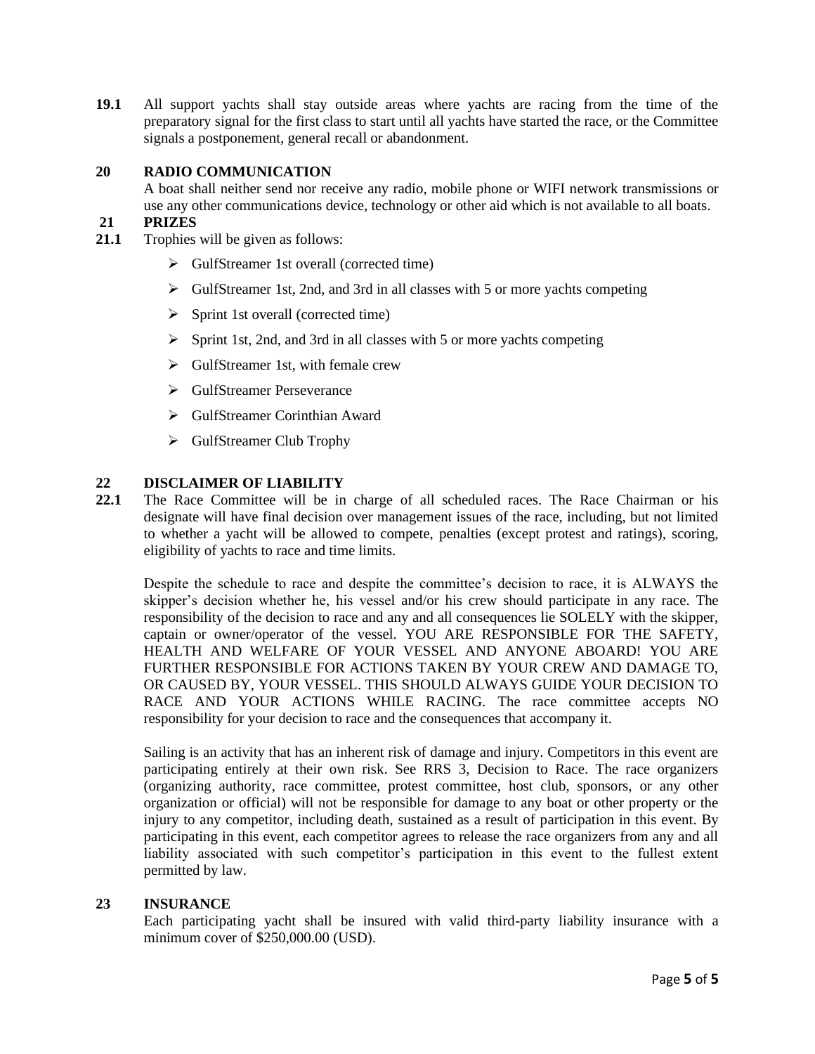**19.1** All support yachts shall stay outside areas where yachts are racing from the time of the preparatory signal for the first class to start until all yachts have started the race, or the Committee signals a postponement, general recall or abandonment.

## 20 RADIO COMMUNICATION

A boat shall neither send nor receive any radio, mobile phone or WIFI network transmissions or use any other communications device, technology or other aid which is not available to all boats.

## 21 PRIZES

**21.1** Trophies will be given as follows:

- GulfStreamer 1st overall (corrected time)
- GulfStreamer 1st, 2nd, and 3rd in all classes with 5 or more yachts competing
- Sprint 1st overall (corrected time)
- Sprint 1st, 2nd, and 3rd in all classes with 5 or more yachts competing
- GulfStreamer 1st, with female crew
- GulfStreamer Perseverance
- GulfStreamer Corinthian Award
- GulfStreamer Club Trophy

## 22 DISCLAIMER OF LIABILITY

**22.1** The Race Committee will be in charge of all scheduled races. The Race Chairman or his designate will have final decision over management issues of the race, including, but not limited to whether a yacht will be allowed to compete, penalties (except protest and ratings), scoring, eligibility of yachts to race and time limits.

Despite the schedule to race and despite the committee's decision to race, it is ALWAYS the skipper's decision whether he, his vessel and/or his crew should participate in any race. The responsibility of the decision to race and any and all consequences lie SOLELY with the skipper, captain or owner/operator of the vessel. YOU ARE RESPONSIBLE FOR THE SAFETY, HEALTH AND WELFARE OF YOUR VESSEL AND ANYONE ABOARD! YOU ARE FURTHER RESPONSIBLE FOR ACTIONS TAKEN BY YOUR CREW AND DAMAGE TO, OR CAUSED BY, YOUR VESSEL. THIS SHOULD ALWAYS GUIDE YOUR DECISION TO RACE AND YOUR ACTIONS WHILE RACING. The race committee accepts NO responsibility for your decision to race and the consequences that accompany it.

Sailing is an activity that has an inherent risk of damage and injury. Competitors in this event are participating entirely at their own risk. See RRS 3, Decision to Race. The race organizers (organizing authority, race committee, protest committee, host club, sponsors, or any other organization or official) will not be responsible for damage to any boat or other property or the injury to any competitor, including death, sustained as a result of participation in this event. By participating in this event, each competitor agrees to release the race organizers from any and all liability associated with such competitor's participation in this event to the fullest extent permitted by law.

## 23 INSURANCE

Each participating yacht shall be insured with valid third-party liability insurance with a minimum cover of $250,000.00 (USD).